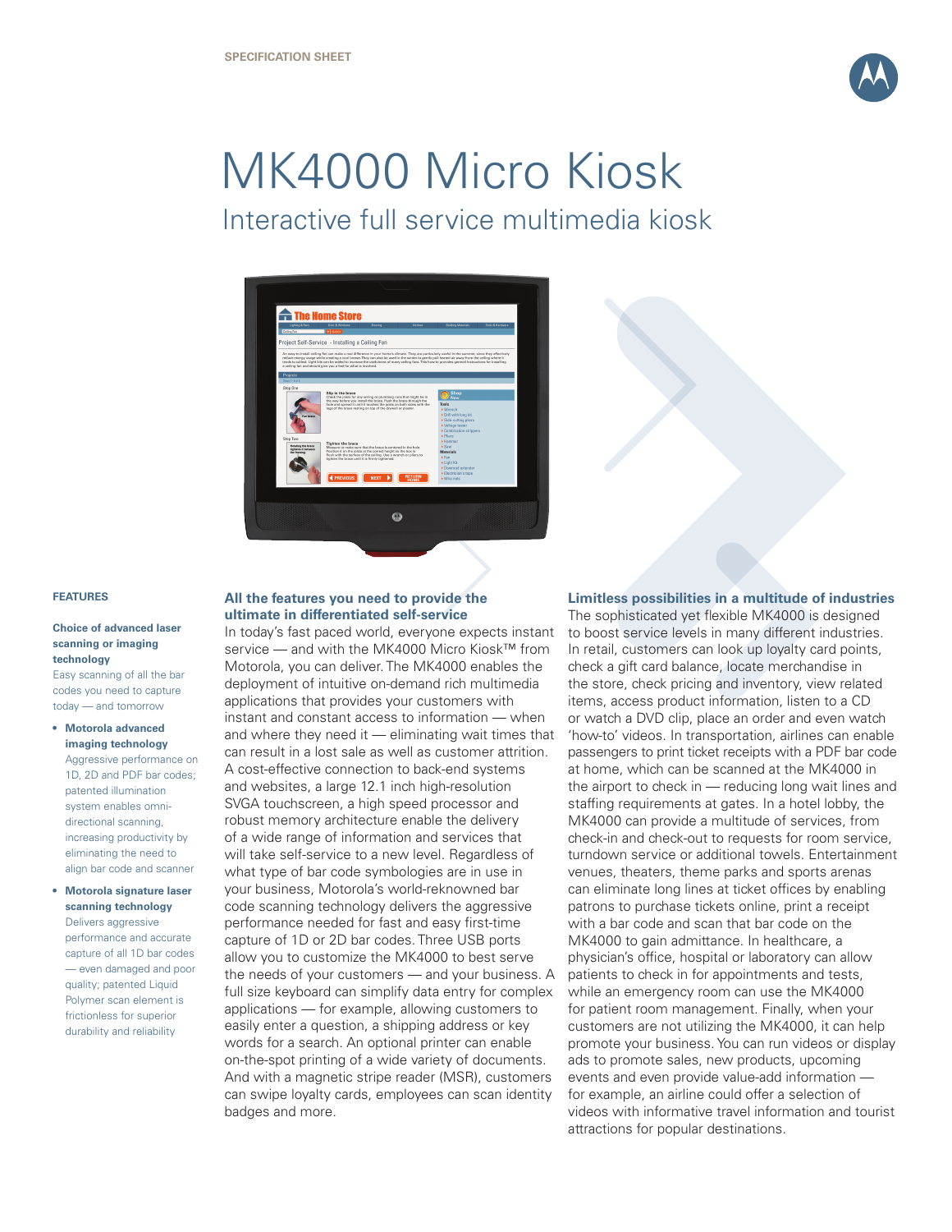SPECIFICATION SHEET

# MK4000 Micro Kiosk

## Interactive full service multimedia kiosk

### FEATURES

**Choice of advanced laser scanning or imaging technology**
Easy scanning of all the bar codes you need to capture today — and tomorrow

- **Motorola advanced imaging technology**
  Aggressive performance on 1D, 2D and PDF bar codes; patented illumination system enables omni-directional scanning, increasing productivity by eliminating the need to align bar code and scanner
- **Motorola signature laser scanning technology**
  Delivers aggressive performance and accurate capture of all 1D bar codes — even damaged and poor quality; patented Liquid Polymer scan element is frictionless for superior durability and reliability

### All the features you need to provide the ultimate in differentiated self-service

In today's fast paced world, everyone expects instant service — and with the MK4000 Micro Kiosk™ from Motorola, you can deliver. The MK4000 enables the deployment of intuitive on-demand rich multimedia applications that provides your customers with instant and constant access to information — when and where they need it — eliminating wait times that can result in a lost sale as well as customer attrition. A cost-effective connection to back-end systems and websites, a large 12.1 inch high-resolution SVGA touchscreen, a high speed processor and robust memory architecture enable the delivery of a wide range of information and services that will take self-service to a new level. Regardless of what type of bar code symbologies are in use in your business, Motorola's world-reknowned bar code scanning technology delivers the aggressive performance needed for fast and easy first-time capture of 1D or 2D bar codes. Three USB ports allow you to customize the MK4000 to best serve the needs of your customers — and your business. A full size keyboard can simplify data entry for complex applications — for example, allowing customers to easily enter a question, a shipping address or key words for a search. An optional printer can enable on-the-spot printing of a wide variety of documents. And with a magnetic stripe reader (MSR), customers can swipe loyalty cards, employees can scan identity badges and more.

### Limitless possibilities in a multitude of industries

The sophisticated yet flexible MK4000 is designed to boost service levels in many different industries. In retail, customers can look up loyalty card points, check a gift card balance, locate merchandise in the store, check pricing and inventory, view related items, access product information, listen to a CD or watch a DVD clip, place an order and even watch 'how-to' videos. In transportation, airlines can enable passengers to print ticket receipts with a PDF bar code at home, which can be scanned at the MK4000 in the airport to check in — reducing long wait lines and staffing requirements at gates. In a hotel lobby, the MK4000 can provide a multitude of services, from check-in and check-out to requests for room service, turndown service or additional towels. Entertainment venues, theaters, theme parks and sports arenas can eliminate long lines at ticket offices by enabling patrons to purchase tickets online, print a receipt with a bar code and scan that bar code on the MK4000 to gain admittance. In healthcare, a physician's office, hospital or laboratory can allow patients to check in for appointments and tests, while an emergency room can use the MK4000 for patient room management. Finally, when your customers are not utilizing the MK4000, it can help promote your business. You can run videos or display ads to promote sales, new products, upcoming events and even provide value-add information — for example, an airline could offer a selection of videos with informative travel information and tourist attractions for popular destinations.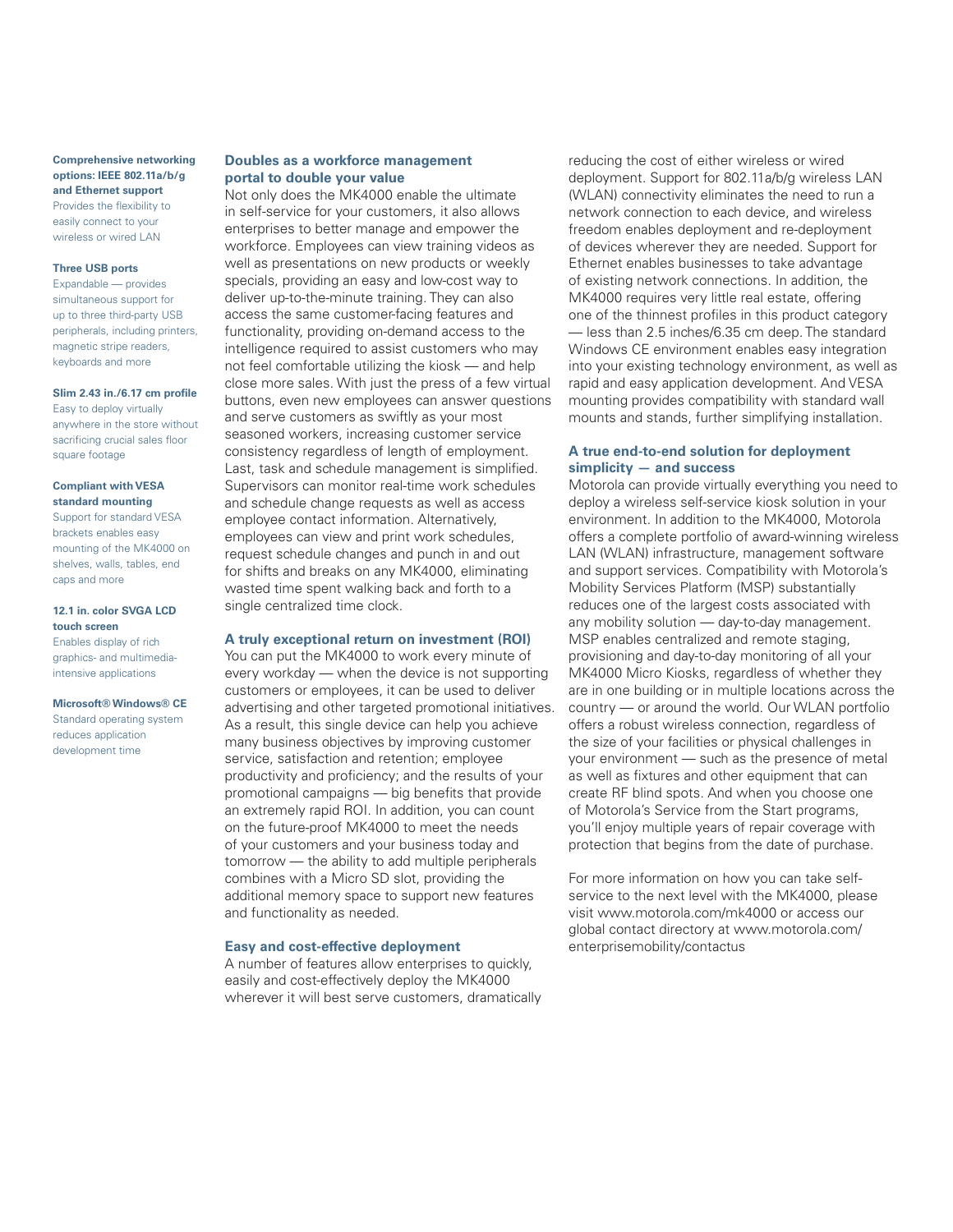**Comprehensive networking options: IEEE 802.11a/b/g and Ethernet support**
Provides the flexibility to easily connect to your wireless or wired LAN

**Three USB ports**
Expandable — provides simultaneous support for up to three third-party USB peripherals, including printers, magnetic stripe readers, keyboards and more

**Slim 2.43 in./6.17 cm profile**
Easy to deploy virtually anywhere in the store without sacrificing crucial sales floor square footage

**Compliant with VESA standard mounting**
Support for standard VESA brackets enables easy mounting of the MK4000 on shelves, walls, tables, end caps and more

**12.1 in. color SVGA LCD touch screen**
Enables display of rich graphics- and multimedia-intensive applications

**Microsoft® Windows® CE**
Standard operating system reduces application development time

## Doubles as a workforce management portal to double your value

Not only does the MK4000 enable the ultimate in self-service for your customers, it also allows enterprises to better manage and empower the workforce. Employees can view training videos as well as presentations on new products or weekly specials, providing an easy and low-cost way to deliver up-to-the-minute training. They can also access the same customer-facing features and functionality, providing on-demand access to the intelligence required to assist customers who may not feel comfortable utilizing the kiosk — and help close more sales. With just the press of a few virtual buttons, even new employees can answer questions and serve customers as swiftly as your most seasoned workers, increasing customer service consistency regardless of length of employment. Last, task and schedule management is simplified. Supervisors can monitor real-time work schedules and schedule change requests as well as access employee contact information. Alternatively, employees can view and print work schedules, request schedule changes and punch in and out for shifts and breaks on any MK4000, eliminating wasted time spent walking back and forth to a single centralized time clock.

## A truly exceptional return on investment (ROI)

You can put the MK4000 to work every minute of every workday — when the device is not supporting customers or employees, it can be used to deliver advertising and other targeted promotional initiatives. As a result, this single device can help you achieve many business objectives by improving customer service, satisfaction and retention; employee productivity and proficiency; and the results of your promotional campaigns — big benefits that provide an extremely rapid ROI. In addition, you can count on the future-proof MK4000 to meet the needs of your customers and your business today and tomorrow — the ability to add multiple peripherals combines with a Micro SD slot, providing the additional memory space to support new features and functionality as needed.

## Easy and cost-effective deployment

A number of features allow enterprises to quickly, easily and cost-effectively deploy the MK4000 wherever it will best serve customers, dramatically reducing the cost of either wireless or wired deployment. Support for 802.11a/b/g wireless LAN (WLAN) connectivity eliminates the need to run a network connection to each device, and wireless freedom enables deployment and re-deployment of devices wherever they are needed. Support for Ethernet enables businesses to take advantage of existing network connections. In addition, the MK4000 requires very little real estate, offering one of the thinnest profiles in this product category — less than 2.5 inches/6.35 cm deep. The standard Windows CE environment enables easy integration into your existing technology environment, as well as rapid and easy application development. And VESA mounting provides compatibility with standard wall mounts and stands, further simplifying installation.

## A true end-to-end solution for deployment simplicity — and success

Motorola can provide virtually everything you need to deploy a wireless self-service kiosk solution in your environment. In addition to the MK4000, Motorola offers a complete portfolio of award-winning wireless LAN (WLAN) infrastructure, management software and support services. Compatibility with Motorola's Mobility Services Platform (MSP) substantially reduces one of the largest costs associated with any mobility solution — day-to-day management. MSP enables centralized and remote staging, provisioning and day-to-day monitoring of all your MK4000 Micro Kiosks, regardless of whether they are in one building or in multiple locations across the country — or around the world. Our WLAN portfolio offers a robust wireless connection, regardless of the size of your facilities or physical challenges in your environment — such as the presence of metal as well as fixtures and other equipment that can create RF blind spots. And when you choose one of Motorola's Service from the Start programs, you'll enjoy multiple years of repair coverage with protection that begins from the date of purchase.

For more information on how you can take self-service to the next level with the MK4000, please visit www.motorola.com/mk4000 or access our global contact directory at www.motorola.com/enterprisemobility/contactus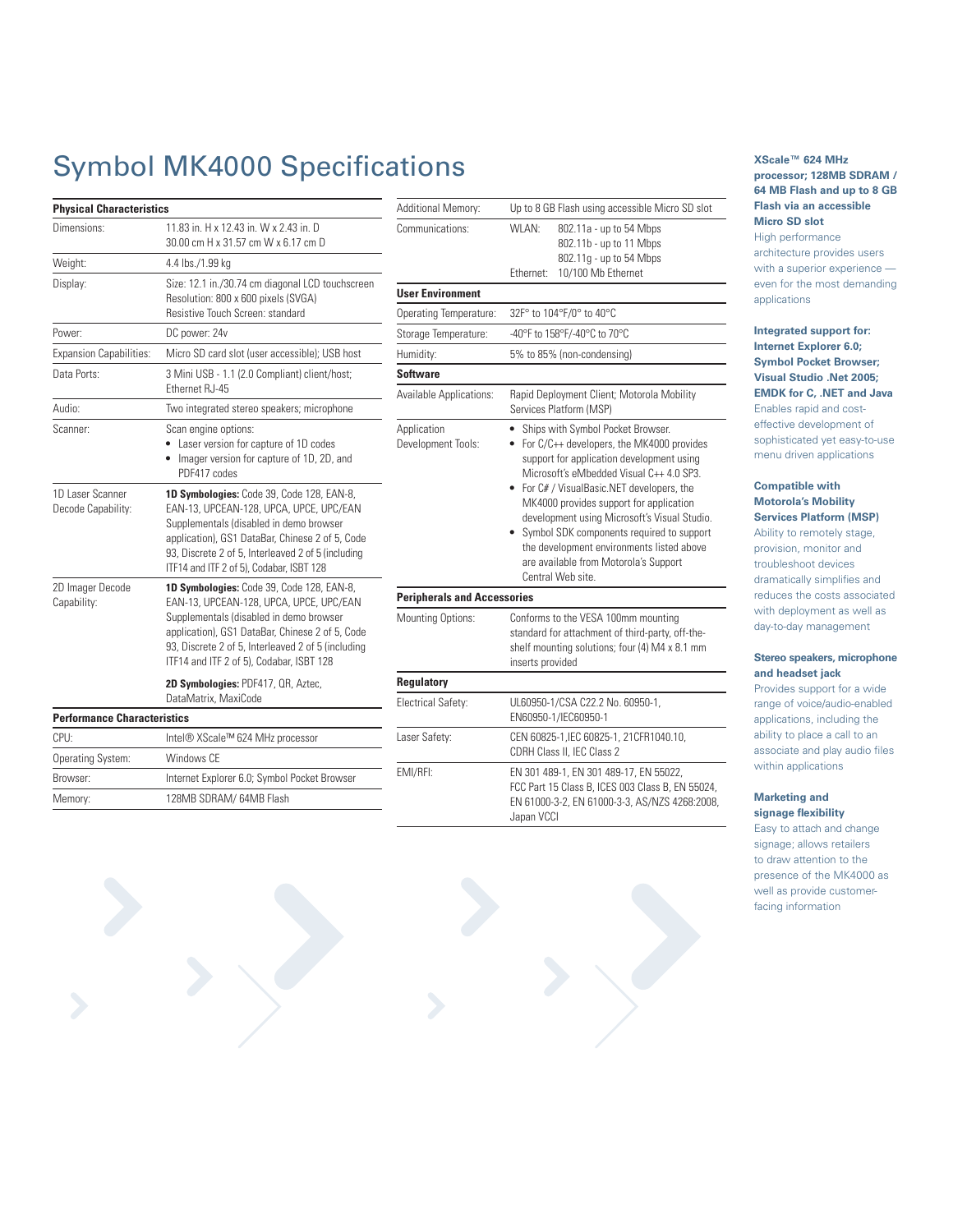# Symbol MK4000 Specifications

| **Physical Characteristics** | |
|---|---|
| Dimensions: | 11.83 in. H x 12.43 in. W x 2.43 in. D<br>30.00 cm H x 31.57 cm W x 6.17 cm D |
| Weight: | 4.4 lbs./1.99 kg |
| Display: | Size: 12.1 in./30.74 cm diagonal LCD touchscreen<br>Resolution: 800 x 600 pixels (SVGA)<br>Resistive Touch Screen: standard |
| Power: | DC power: 24v |
| Expansion Capabilities: | Micro SD card slot (user accessible); USB host |
| Data Ports: | 3 Mini USB - 1.1 (2.0 Compliant) client/host; Ethernet RJ-45 |
| Audio: | Two integrated stereo speakers; microphone |
| Scanner: | Scan engine options:<br>• Laser version for capture of 1D codes<br>• Imager version for capture of 1D, 2D, and PDF417 codes |
| 1D Laser Scanner Decode Capability: | **1D Symbologies:** Code 39, Code 128, EAN-8, EAN-13, UPCEAN-128, UPCA, UPCE, UPC/EAN Supplementals (disabled in demo browser application), GS1 DataBar, Chinese 2 of 5, Code 93, Discrete 2 of 5, Interleaved 2 of 5 (including ITF14 and ITF 2 of 5), Codabar, ISBT 128 |
| 2D Imager Decode Capability: | **1D Symbologies:** Code 39, Code 128, EAN-8, EAN-13, UPCEAN-128, UPCA, UPCE, UPC/EAN Supplementals (disabled in demo browser application), GS1 DataBar, Chinese 2 of 5, Code 93, Discrete 2 of 5, Interleaved 2 of 5 (including ITF14 and ITF 2 of 5), Codabar, ISBT 128<br><br>**2D Symbologies:** PDF417, QR, Aztec, DataMatrix, MaxiCode |
| **Performance Characteristics** | |
| CPU: | Intel® XScale™ 624 MHz processor |
| Operating System: | Windows CE |
| Browser: | Internet Explorer 6.0; Symbol Pocket Browser |
| Memory: | 128MB SDRAM/ 64MB Flash |
| Additional Memory: | Up to 8 GB Flash using accessible Micro SD slot |
| Communications: | WLAN: 802.11a - up to 54 Mbps<br>802.11b - up to 11 Mbps<br>802.11g - up to 54 Mbps<br>Ethernet: 10/100 Mb Ethernet |
| **User Environment** | |
| Operating Temperature: | 32F° to 104°F/0° to 40°C |
| Storage Temperature: | -40°F to 158°F/-40°C to 70°C |
| Humidity: | 5% to 85% (non-condensing) |
| **Software** | |
| Available Applications: | Rapid Deployment Client; Motorola Mobility Services Platform (MSP) |
| Application Development Tools: | • Ships with Symbol Pocket Browser.<br>• For C/C++ developers, the MK4000 provides support for application development using Microsoft's eMbedded Visual C++ 4.0 SP3.<br>• For C# / VisualBasic.NET developers, the MK4000 provides support for application development using Microsoft's Visual Studio.<br>• Symbol SDK components required to support the development environments listed above are available from Motorola's Support Central Web site. |
| **Peripherals and Accessories** | |
| Mounting Options: | Conforms to the VESA 100mm mounting standard for attachment of third-party, off-the-shelf mounting solutions; four (4) M4 x 8.1 mm inserts provided |
| **Regulatory** | |
| Electrical Safety: | UL60950-1/CSA C22.2 No. 60950-1, EN60950-1/IEC60950-1 |
| Laser Safety: | CEN 60825-1,IEC 60825-1, 21CFR1040.10, CDRH Class II, IEC Class 2 |
| EMI/RFI: | EN 301 489-1, EN 301 489-17, EN 55022, FCC Part 15 Class B, ICES 003 Class B, EN 55024, EN 61000-3-2, EN 61000-3-3, AS/NZS 4268:2008, Japan VCCI |

**XScale™ 624 MHz processor; 128MB SDRAM / 64 MB Flash and up to 8 GB Flash via an accessible Micro SD slot**
High performance architecture provides users with a superior experience — even for the most demanding applications

**Integrated support for: Internet Explorer 6.0; Symbol Pocket Browser; Visual Studio .Net 2005; EMDK for C, .NET and Java**
Enables rapid and cost-effective development of sophisticated yet easy-to-use menu driven applications

**Compatible with Motorola's Mobility Services Platform (MSP)**
Ability to remotely stage, provision, monitor and troubleshoot devices dramatically simplifies and reduces the costs associated with deployment as well as day-to-day management

**Stereo speakers, microphone and headset jack**
Provides support for a wide range of voice/audio-enabled applications, including the ability to place a call to an associate and play audio files within applications

**Marketing and signage flexibility**
Easy to attach and change signage; allows retailers to draw attention to the presence of the MK4000 as well as provide customer-facing information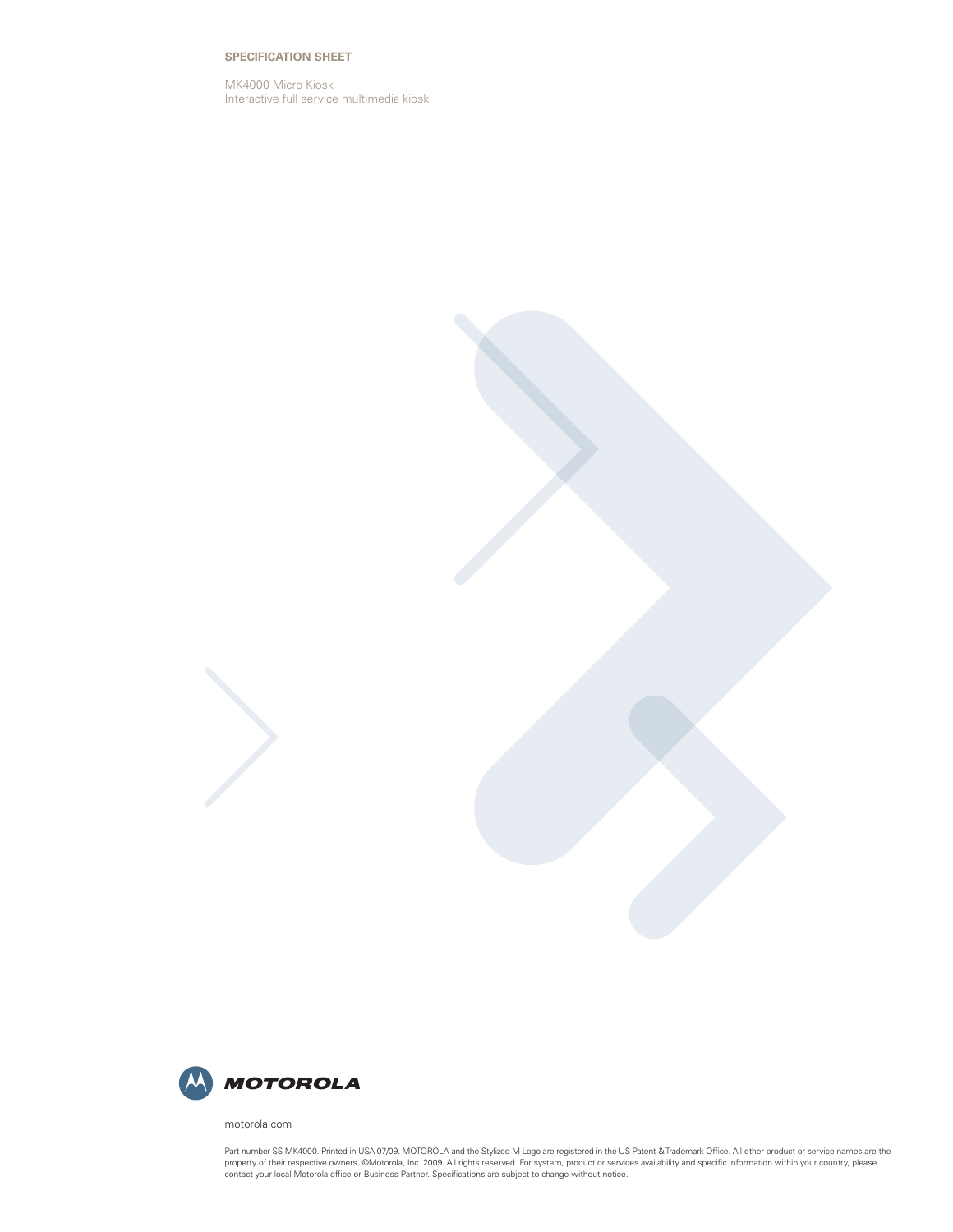**SPECIFICATION SHEET**

MK4000 Micro Kiosk
Interactive full service multimedia kiosk

MOTOROLA

motorola.com

Part number SS-MK4000. Printed in USA 07/09. MOTOROLA and the Stylized M Logo are registered in the US Patent & Trademark Office. All other product or service names are the property of their respective owners. ©Motorola, Inc. 2009. All rights reserved. For system, product or services availability and specific information within your country, please contact your local Motorola office or Business Partner. Specifications are subject to change without notice.